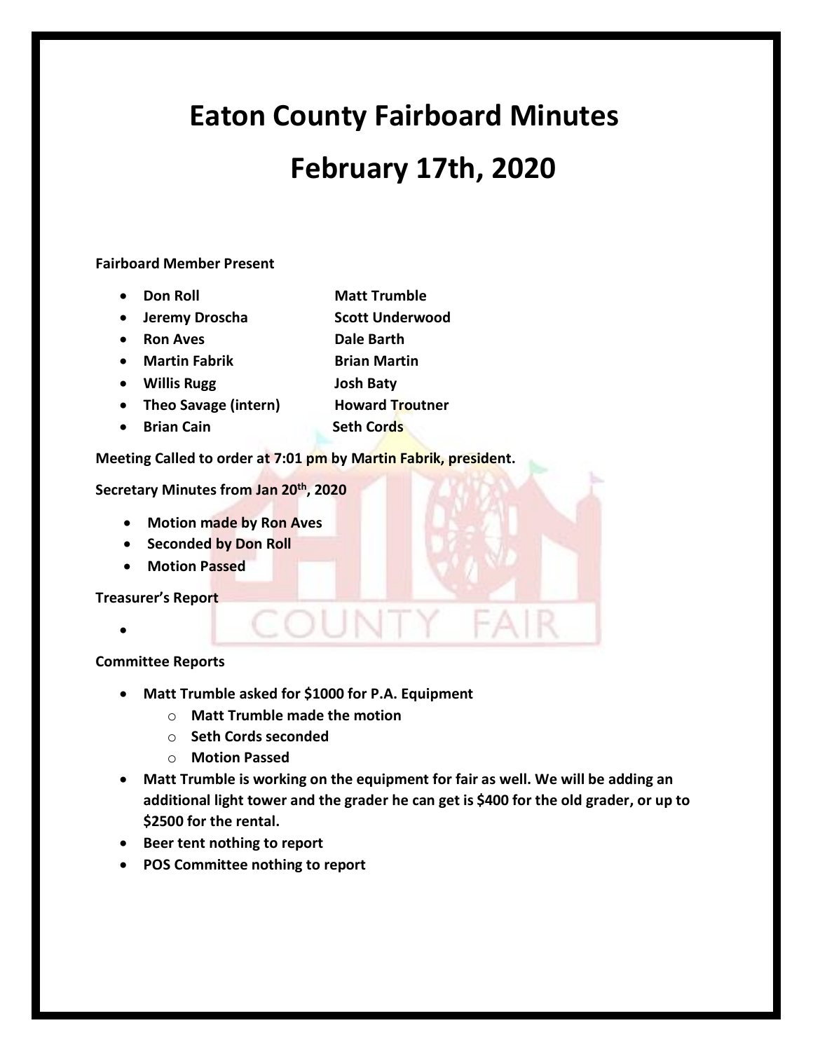# Eaton County Fairboard Minutes

# February 17th, 2020

**Fairboard Member Present**

- **Don Roll** **Matt Trumble**
- **Jeremy Droscha** **Scott Underwood**
- **Ron Aves** **Dale Barth**
- **Martin Fabrik** **Brian Martin**
- **Willis Rugg** **Josh Baty**
- **Theo Savage (intern)** **Howard Troutner**
- **Brian Cain** **Seth Cords**

**Meeting Called to order at 7:01 pm by Martin Fabrik, president.**

**Secretary Minutes from Jan 20th, 2020**

- **Motion made by Ron Aves**
- **Seconded by Don Roll**
- **Motion Passed**

**Treasurer's Report**

- 

**Committee Reports**

- **Matt Trumble asked for $1000 for P.A. Equipment**
  - **Matt Trumble made the motion**
  - **Seth Cords seconded**
  - **Motion Passed**
- **Matt Trumble is working on the equipment for fair as well. We will be adding an additional light tower and the grader he can get is $400 for the old grader, or up to $2500 for the rental.**
- **Beer tent nothing to report**
- **POS Committee nothing to report**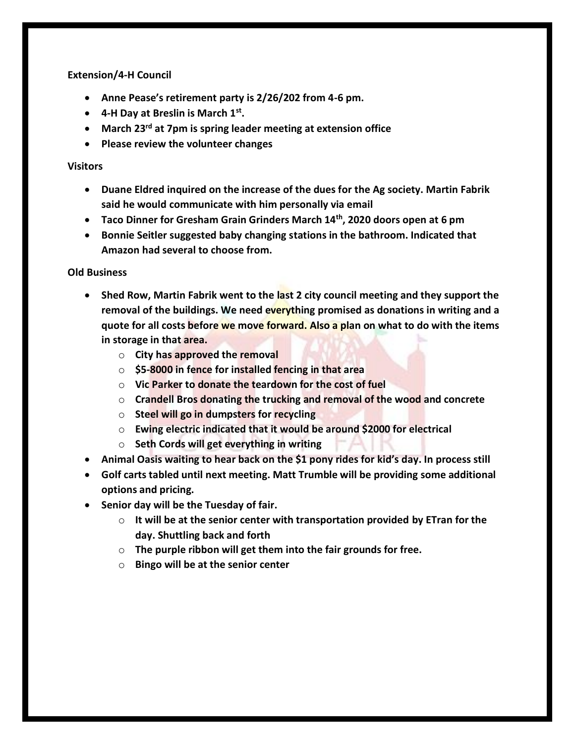**Extension/4-H Council**

- **Anne Pease's retirement party is 2/26/202 from 4-6 pm.**
- **4-H Day at Breslin is March 1st.**
- **March 23rd at 7pm is spring leader meeting at extension office**
- **Please review the volunteer changes**

**Visitors**

- **Duane Eldred inquired on the increase of the dues for the Ag society. Martin Fabrik said he would communicate with him personally via email**
- **Taco Dinner for Gresham Grain Grinders March 14th, 2020 doors open at 6 pm**
- **Bonnie Seitler suggested baby changing stations in the bathroom. Indicated that Amazon had several to choose from.**

**Old Business**

- **Shed Row, Martin Fabrik went to the last 2 city council meeting and they support the removal of the buildings. We need everything promised as donations in writing and a quote for all costs before we move forward. Also a plan on what to do with the items in storage in that area.**
    - **City has approved the removal**
    - **$5-8000 in fence for installed fencing in that area**
    - **Vic Parker to donate the teardown for the cost of fuel**
    - **Crandell Bros donating the trucking and removal of the wood and concrete**
    - **Steel will go in dumpsters for recycling**
    - **Ewing electric indicated that it would be around $2000 for electrical**
    - **Seth Cords will get everything in writing**
- **Animal Oasis waiting to hear back on the $1 pony rides for kid's day. In process still**
- **Golf carts tabled until next meeting. Matt Trumble will be providing some additional options and pricing.**
- **Senior day will be the Tuesday of fair.**
    - **It will be at the senior center with transportation provided by ETran for the day. Shuttling back and forth**
    - **The purple ribbon will get them into the fair grounds for free.**
    - **Bingo will be at the senior center**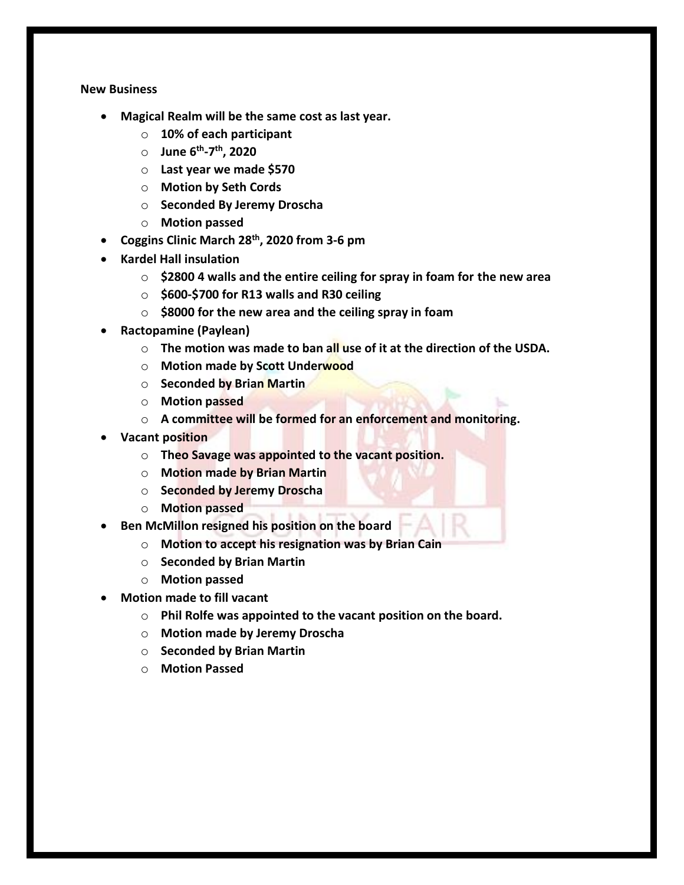**New Business**

- **Magical Realm will be the same cost as last year.**
  - **10% of each participant**
  - **June 6th-7th, 2020**
  - **Last year we made $570**
  - **Motion by Seth Cords**
  - **Seconded By Jeremy Droscha**
  - **Motion passed**
- **Coggins Clinic March 28th, 2020 from 3-6 pm**
- **Kardel Hall insulation**
  - **$2800 4 walls and the entire ceiling for spray in foam for the new area**
  - **$600-$700 for R13 walls and R30 ceiling**
  - **$8000 for the new area and the ceiling spray in foam**
- **Ractopamine (Paylean)**
  - **The motion was made to ban all use of it at the direction of the USDA.**
  - **Motion made by Scott Underwood**
  - **Seconded by Brian Martin**
  - **Motion passed**
  - **A committee will be formed for an enforcement and monitoring.**
- **Vacant position**
  - **Theo Savage was appointed to the vacant position.**
  - **Motion made by Brian Martin**
  - **Seconded by Jeremy Droscha**
  - **Motion passed**
- **Ben McMillon resigned his position on the board**
  - **Motion to accept his resignation was by Brian Cain**
  - **Seconded by Brian Martin**
  - **Motion passed**
- **Motion made to fill vacant**
  - **Phil Rolfe was appointed to the vacant position on the board.**
  - **Motion made by Jeremy Droscha**
  - **Seconded by Brian Martin**
  - **Motion Passed**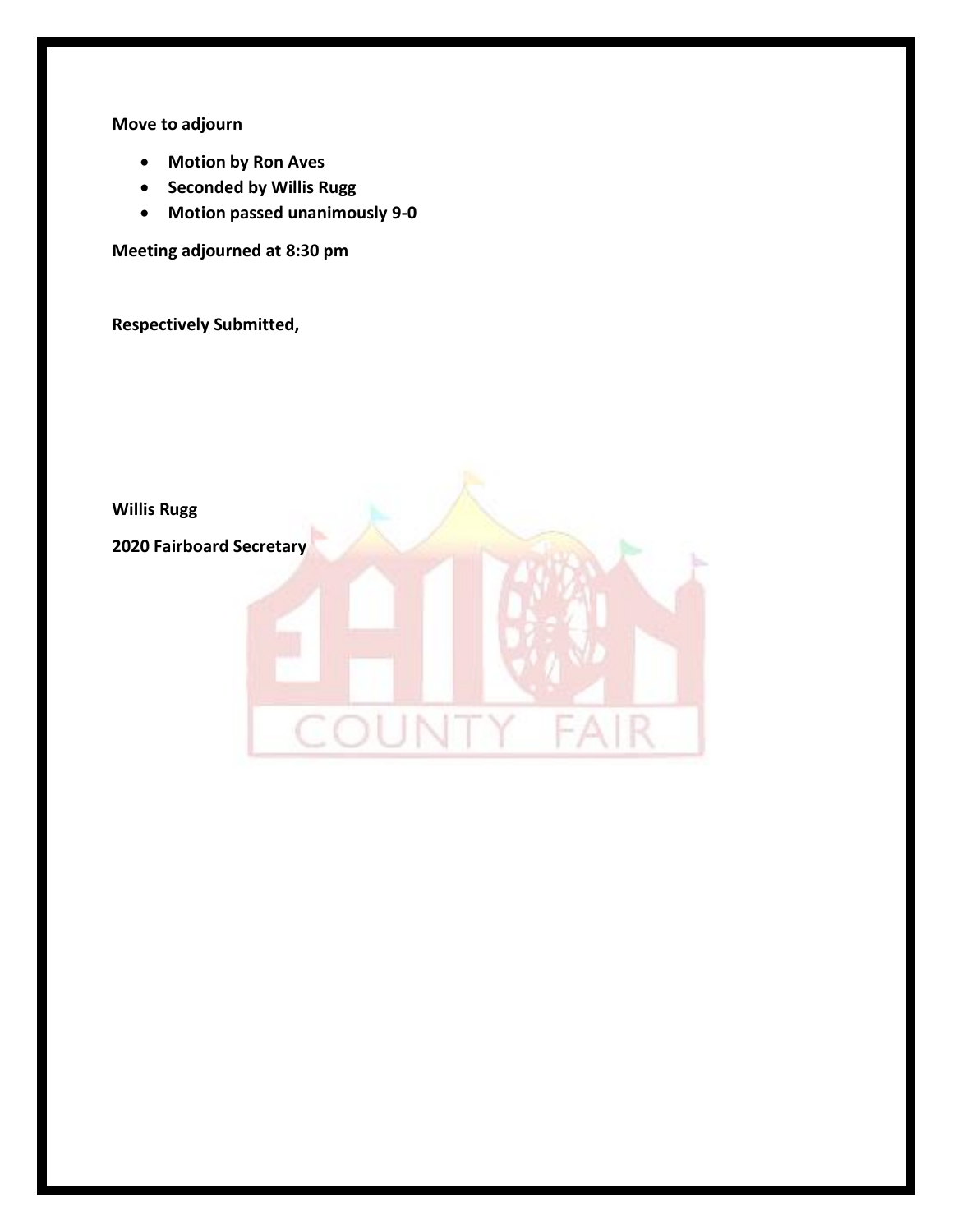**Move to adjourn**

- **Motion by Ron Aves**
- **Seconded by Willis Rugg**
- **Motion passed unanimously 9-0**

**Meeting adjourned at 8:30 pm**

**Respectively Submitted,**

**Willis Rugg**

**2020 Fairboard Secretary**